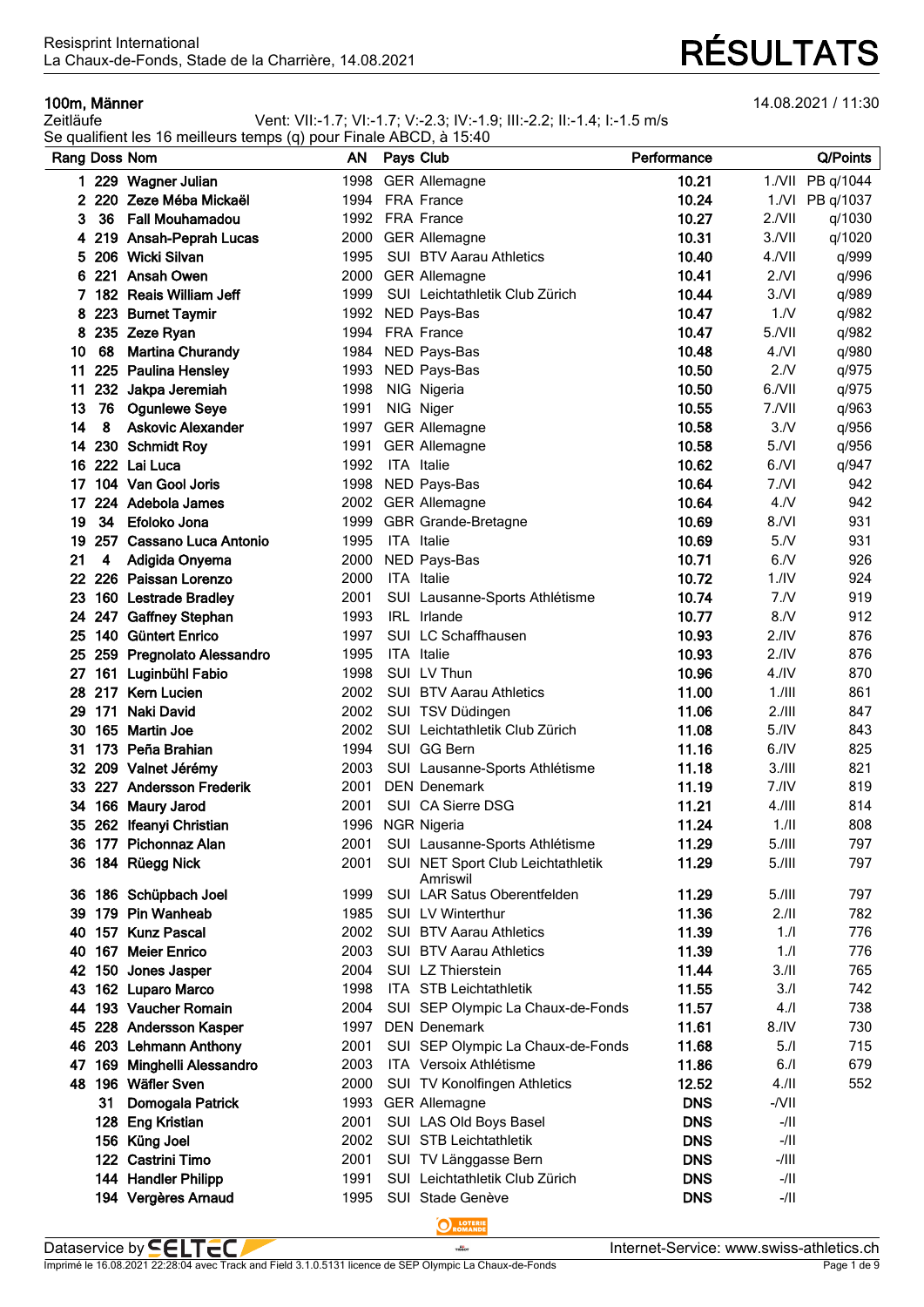Resisprint International
La Chaux-de-Fonds, Stade de la Charrière, 14.08.2021

# RÉSULTATS

## 100m, Männer

14.08.2021 / 11:30

Zeitläufe — Vent: VII:-1.7; VI:-1.7; V:-2.3; IV:-1.9; III:-2.2; II:-1.4; I:-1.5 m/s

Se qualifient les 16 meilleurs temps (q) pour Finale ABCD, à 15:40

| Rang | Doss | Nom | AN | Pays | Club | Performance | | Q/Points |
|---|---|---|---|---|---|---|---|---|
| 1 | 229 | Wagner Julian | 1998 | GER | Allemagne | 10.21 | 1./VII | PB q/1044 |
| 2 | 220 | Zeze Méba Mickaël | 1994 | FRA | France | 10.24 | 1./VI | PB q/1037 |
| 3 | 36 | Fall Mouhamadou | 1992 | FRA | France | 10.27 | 2./VII | q/1030 |
| 4 | 219 | Ansah-Peprah Lucas | 2000 | GER | Allemagne | 10.31 | 3./VII | q/1020 |
| 5 | 206 | Wicki Silvan | 1995 | SUI | BTV Aarau Athletics | 10.40 | 4./VII | q/999 |
| 6 | 221 | Ansah Owen | 2000 | GER | Allemagne | 10.41 | 2./VI | q/996 |
| 7 | 182 | Reais William Jeff | 1999 | SUI | Leichtathletik Club Zürich | 10.44 | 3./VI | q/989 |
| 8 | 223 | Burnet Taymir | 1992 | NED | Pays-Bas | 10.47 | 1./V | q/982 |
| 8 | 235 | Zeze Ryan | 1994 | FRA | France | 10.47 | 5./VII | q/982 |
| 10 | 68 | Martina Churandy | 1984 | NED | Pays-Bas | 10.48 | 4./VI | q/980 |
| 11 | 225 | Paulina Hensley | 1993 | NED | Pays-Bas | 10.50 | 2./V | q/975 |
| 11 | 232 | Jakpa Jeremiah | 1998 | NIG | Nigeria | 10.50 | 6./VII | q/975 |
| 13 | 76 | Ogunlewe Seye | 1991 | NIG | Niger | 10.55 | 7./VII | q/963 |
| 14 | 8 | Askovic Alexander | 1997 | GER | Allemagne | 10.58 | 3./V | q/956 |
| 14 | 230 | Schmidt Roy | 1991 | GER | Allemagne | 10.58 | 5./VI | q/956 |
| 16 | 222 | Lai Luca | 1992 | ITA | Italie | 10.62 | 6./VI | q/947 |
| 17 | 104 | Van Gool Joris | 1998 | NED | Pays-Bas | 10.64 | 7./VI | 942 |
| 17 | 224 | Adebola James | 2002 | GER | Allemagne | 10.64 | 4./V | 942 |
| 19 | 34 | Efoloko Jona | 1999 | GBR | Grande-Bretagne | 10.69 | 8./VI | 931 |
| 19 | 257 | Cassano Luca Antonio | 1995 | ITA | Italie | 10.69 | 5./V | 931 |
| 21 | 4 | Adigida Onyema | 2000 | NED | Pays-Bas | 10.71 | 6./V | 926 |
| 22 | 226 | Paissan Lorenzo | 2000 | ITA | Italie | 10.72 | 1./IV | 924 |
| 23 | 160 | Lestrade Bradley | 2001 | SUI | Lausanne-Sports Athlétisme | 10.74 | 7./V | 919 |
| 24 | 247 | Gaffney Stephan | 1993 | IRL | Irlande | 10.77 | 8./V | 912 |
| 25 | 140 | Güntert Enrico | 1997 | SUI | LC Schaffhausen | 10.93 | 2./IV | 876 |
| 25 | 259 | Pregnolato Alessandro | 1995 | ITA | Italie | 10.93 | 2./IV | 876 |
| 27 | 161 | Luginbühl Fabio | 1998 | SUI | LV Thun | 10.96 | 4./IV | 870 |
| 28 | 217 | Kern Lucien | 2002 | SUI | BTV Aarau Athletics | 11.00 | 1./III | 861 |
| 29 | 171 | Naki David | 2002 | SUI | TSV Düdingen | 11.06 | 2./III | 847 |
| 30 | 165 | Martin Joe | 2002 | SUI | Leichtathletik Club Zürich | 11.08 | 5./IV | 843 |
| 31 | 173 | Peña Brahian | 1994 | SUI | GG Bern | 11.16 | 6./IV | 825 |
| 32 | 209 | Valnet Jérémy | 2003 | SUI | Lausanne-Sports Athlétisme | 11.18 | 3./III | 821 |
| 33 | 227 | Andersson Frederik | 2001 | DEN | Denemark | 11.19 | 7./IV | 819 |
| 34 | 166 | Maury Jarod | 2001 | SUI | CA Sierre DSG | 11.21 | 4./III | 814 |
| 35 | 262 | Ifeanyi Christian | 1996 | NGR | Nigeria | 11.24 | 1./II | 808 |
| 36 | 177 | Pichonnaz Alan | 2001 | SUI | Lausanne-Sports Athlétisme | 11.29 | 5./III | 797 |
| 36 | 184 | Rüegg Nick | 2001 | SUI | NET Sport Club Leichtathletik Amriswil | 11.29 | 5./III | 797 |
| 36 | 186 | Schüpbach Joel | 1999 | SUI | LAR Satus Oberentfelden | 11.29 | 5./III | 797 |
| 39 | 179 | Pin Wanheab | 1985 | SUI | LV Winterthur | 11.36 | 2./II | 782 |
| 40 | 157 | Kunz Pascal | 2002 | SUI | BTV Aarau Athletics | 11.39 | 1./I | 776 |
| 40 | 167 | Meier Enrico | 2003 | SUI | BTV Aarau Athletics | 11.39 | 1./I | 776 |
| 42 | 150 | Jones Jasper | 2004 | SUI | LZ Thierstein | 11.44 | 3./II | 765 |
| 43 | 162 | Luparo Marco | 1998 | ITA | STB Leichtathletik | 11.55 | 3./I | 742 |
| 44 | 193 | Vaucher Romain | 2004 | SUI | SEP Olympic La Chaux-de-Fonds | 11.57 | 4./I | 738 |
| 45 | 228 | Andersson Kasper | 1997 | DEN | Denemark | 11.61 | 8./IV | 730 |
| 46 | 203 | Lehmann Anthony | 2001 | SUI | SEP Olympic La Chaux-de-Fonds | 11.68 | 5./I | 715 |
| 47 | 169 | Minghelli Alessandro | 2003 | ITA | Versoix Athlétisme | 11.86 | 6./I | 679 |
| 48 | 196 | Wäfler Sven | 2000 | SUI | TV Konolfingen Athletics | 12.52 | 4./II | 552 |
| | 31 | Domogala Patrick | 1993 | GER | Allemagne | DNS | -/VII | |
| | 128 | Eng Kristian | 2001 | SUI | LAS Old Boys Basel | DNS | -/II | |
| | 156 | Küng Joel | 2002 | SUI | STB Leichtathletik | DNS | -/II | |
| | 122 | Castrini Timo | 2001 | SUI | TV Länggasse Bern | DNS | -/III | |
| | 144 | Handler Philipp | 1991 | SUI | Leichtathletik Club Zürich | DNS | -/II | |
| | 194 | Vergères Arnaud | 1995 | SUI | Stade Genève | DNS | -/II | |

Dataservice by SELTEC — Internet-Service: www.swiss-athletics.ch

Imprimé le 16.08.2021 22:28:04 avec Track and Field 3.1.0.5131 licence de SEP Olympic La Chaux-de-Fonds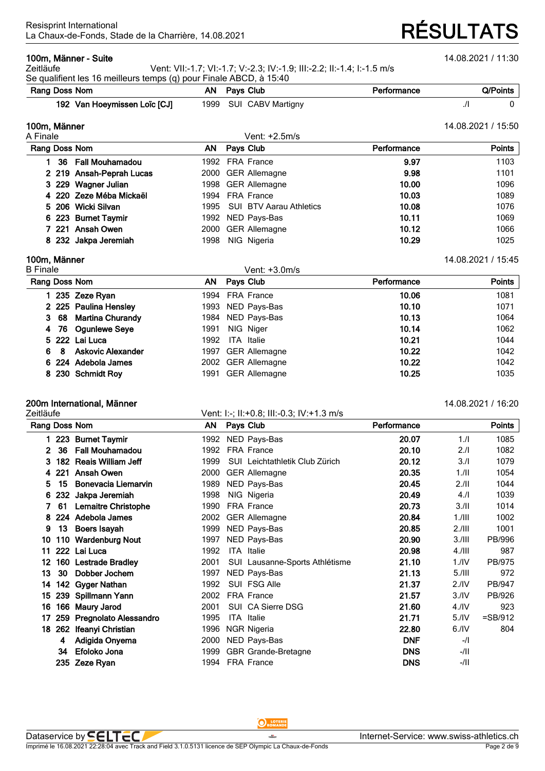## 100m, Männer - Suite

14.08.2021 / 11:30

Zeitläufe — Vent: VII:-1.7; VI:-1.7; V:-2.3; IV:-1.9; III:-2.2; II:-1.4; I:-1.5 m/s

Se qualifient les 16 meilleurs temps (q) pour Finale ABCD, à 15:40

| Rang | Doss | Nom | AN | Pays | Club | Performance | | Q/Points |
|---|---|---|---|---|---|---|---|---|
| | 192 | Van Hoeymissen Loïc [CJ] | 1999 | SUI | CABV Martigny | | ./I | 0 |

## 100m, Männer

14.08.2021 / 15:50

A Finale — Vent: +2.5m/s

| Rang | Doss | Nom | AN | Pays | Club | Performance | Points |
|---|---|---|---|---|---|---|---|
| 1 | 36 | Fall Mouhamadou | 1992 | FRA | France | 9.97 | 1103 |
| 2 | 219 | Ansah-Peprah Lucas | 2000 | GER | Allemagne | 9.98 | 1101 |
| 3 | 229 | Wagner Julian | 1998 | GER | Allemagne | 10.00 | 1096 |
| 4 | 220 | Zeze Méba Mickaël | 1994 | FRA | France | 10.03 | 1089 |
| 5 | 206 | Wicki Silvan | 1995 | SUI | BTV Aarau Athletics | 10.08 | 1076 |
| 6 | 223 | Burnet Taymir | 1992 | NED | Pays-Bas | 10.11 | 1069 |
| 7 | 221 | Ansah Owen | 2000 | GER | Allemagne | 10.12 | 1066 |
| 8 | 232 | Jakpa Jeremiah | 1998 | NIG | Nigeria | 10.29 | 1025 |

## 100m, Männer

14.08.2021 / 15:45

B Finale — Vent: +3.0m/s

| Rang | Doss | Nom | AN | Pays | Club | Performance | Points |
|---|---|---|---|---|---|---|---|
| 1 | 235 | Zeze Ryan | 1994 | FRA | France | 10.06 | 1081 |
| 2 | 225 | Paulina Hensley | 1993 | NED | Pays-Bas | 10.10 | 1071 |
| 3 | 68 | Martina Churandy | 1984 | NED | Pays-Bas | 10.13 | 1064 |
| 4 | 76 | Ogunlewe Seye | 1991 | NIG | Niger | 10.14 | 1062 |
| 5 | 222 | Lai Luca | 1992 | ITA | Italie | 10.21 | 1044 |
| 6 | 8 | Askovic Alexander | 1997 | GER | Allemagne | 10.22 | 1042 |
| 6 | 224 | Adebola James | 2002 | GER | Allemagne | 10.22 | 1042 |
| 8 | 230 | Schmidt Roy | 1991 | GER | Allemagne | 10.25 | 1035 |

## 200m International, Männer

14.08.2021 / 16:20

Zeitläufe — Vent: I:-; II:+0.8; III:-0.3; IV:+1.3 m/s

| Rang | Doss | Nom | AN | Pays | Club | Performance | | Points |
|---|---|---|---|---|---|---|---|---|
| 1 | 223 | Burnet Taymir | 1992 | NED | Pays-Bas | 20.07 | 1./I | 1085 |
| 2 | 36 | Fall Mouhamadou | 1992 | FRA | France | 20.10 | 2./I | 1082 |
| 3 | 182 | Reais William Jeff | 1999 | SUI | Leichtathletik Club Zürich | 20.12 | 3./I | 1079 |
| 4 | 221 | Ansah Owen | 2000 | GER | Allemagne | 20.35 | 1./II | 1054 |
| 5 | 15 | Bonevacia Liemarvin | 1989 | NED | Pays-Bas | 20.45 | 2./II | 1044 |
| 6 | 232 | Jakpa Jeremiah | 1998 | NIG | Nigeria | 20.49 | 4./I | 1039 |
| 7 | 61 | Lemaitre Christophe | 1990 | FRA | France | 20.73 | 3./II | 1014 |
| 8 | 224 | Adebola James | 2002 | GER | Allemagne | 20.84 | 1./III | 1002 |
| 9 | 13 | Boers Isayah | 1999 | NED | Pays-Bas | 20.85 | 2./III | 1001 |
| 10 | 110 | Wardenburg Nout | 1997 | NED | Pays-Bas | 20.90 | 3./III | PB/996 |
| 11 | 222 | Lai Luca | 1992 | ITA | Italie | 20.98 | 4./III | 987 |
| 12 | 160 | Lestrade Bradley | 2001 | SUI | Lausanne-Sports Athlétisme | 21.10 | 1./IV | PB/975 |
| 13 | 30 | Dobber Jochem | 1997 | NED | Pays-Bas | 21.13 | 5./III | 972 |
| 14 | 142 | Gyger Nathan | 1992 | SUI | FSG Alle | 21.37 | 2./IV | PB/947 |
| 15 | 239 | Spillmann Yann | 2002 | FRA | France | 21.57 | 3./IV | PB/926 |
| 16 | 166 | Maury Jarod | 2001 | SUI | CA Sierre DSG | 21.60 | 4./IV | 923 |
| 17 | 259 | Pregnolato Alessandro | 1995 | ITA | Italie | 21.71 | 5./IV | =SB/912 |
| 18 | 262 | Ifeanyi Christian | 1996 | NGR | Nigeria | 22.80 | 6./IV | 804 |
| | 4 | Adigida Onyema | 2000 | NED | Pays-Bas | DNF | -/I | |
| | 34 | Efoloko Jona | 1999 | GBR | Grande-Bretagne | DNS | -/II | |
| | 235 | Zeze Ryan | 1994 | FRA | France | DNS | -/II | |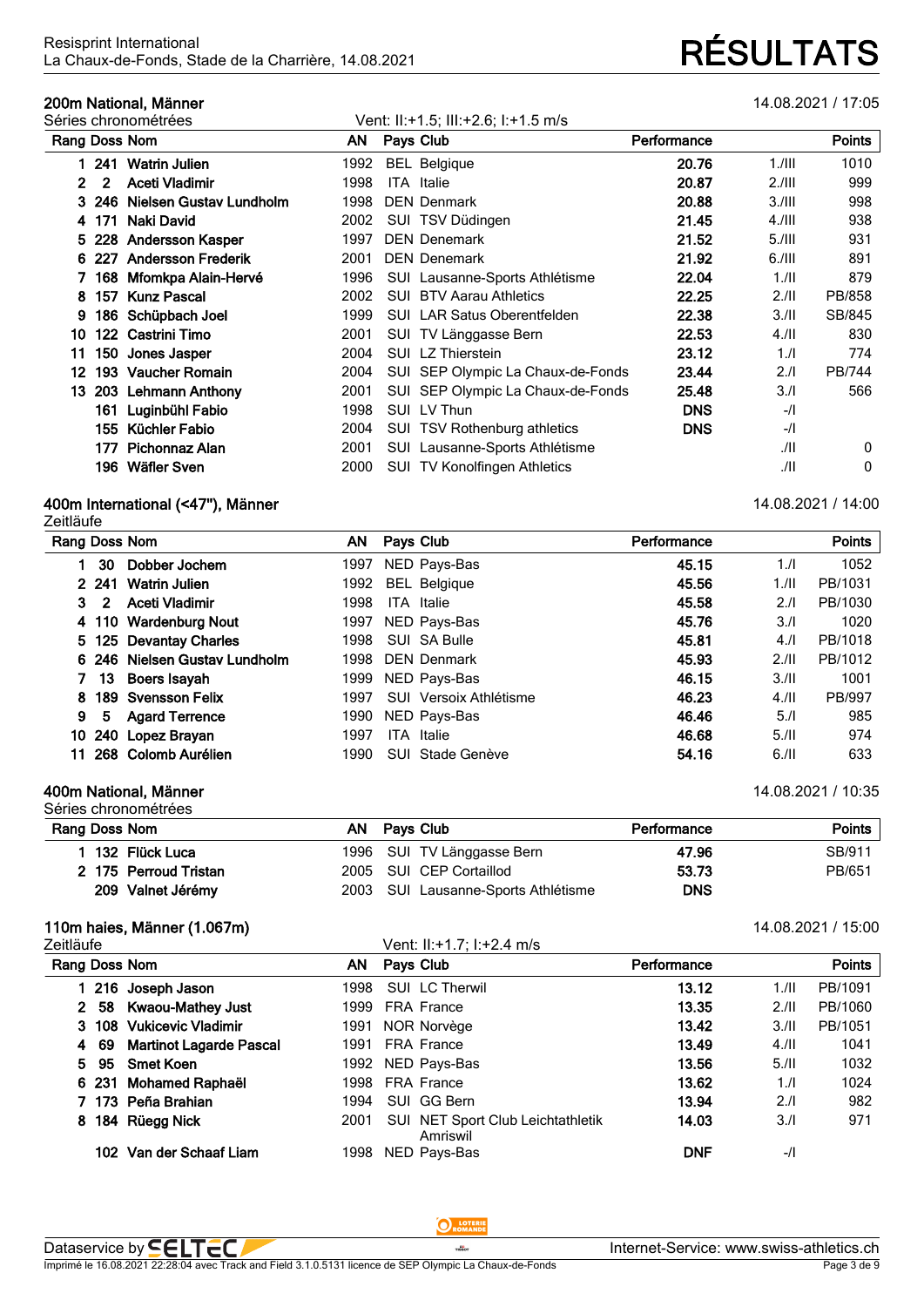Resisprint International
La Chaux-de-Fonds, Stade de la Charrière, 14.08.2021

# RÉSULTATS

## 200m National, Männer

14.08.2021 / 17:05

Séries chronométrées — Vent: II:+1.5; III:+2.6; I:+1.5 m/s

| Rang | Doss | Nom | AN | Pays | Club | Performance | | Points |
|---|---|---|---|---|---|---|---|---|
| 1 | 241 | Watrin Julien | 1992 | BEL | Belgique | 20.76 | 1./III | 1010 |
| 2 | 2 | Aceti Vladimir | 1998 | ITA | Italie | 20.87 | 2./III | 999 |
| 3 | 246 | Nielsen Gustav Lundholm | 1998 | DEN | Denmark | 20.88 | 3./III | 998 |
| 4 | 171 | Naki David | 2002 | SUI | TSV Düdingen | 21.45 | 4./III | 938 |
| 5 | 228 | Andersson Kasper | 1997 | DEN | Denemark | 21.52 | 5./III | 931 |
| 6 | 227 | Andersson Frederik | 2001 | DEN | Denemark | 21.92 | 6./III | 891 |
| 7 | 168 | Mfomkpa Alain-Hervé | 1996 | SUI | Lausanne-Sports Athlétisme | 22.04 | 1./II | 879 |
| 8 | 157 | Kunz Pascal | 2002 | SUI | BTV Aarau Athletics | 22.25 | 2./II | PB/858 |
| 9 | 186 | Schüpbach Joel | 1999 | SUI | LAR Satus Oberentfelden | 22.38 | 3./II | SB/845 |
| 10 | 122 | Castrini Timo | 2001 | SUI | TV Länggasse Bern | 22.53 | 4./II | 830 |
| 11 | 150 | Jones Jasper | 2004 | SUI | LZ Thierstein | 23.12 | 1./I | 774 |
| 12 | 193 | Vaucher Romain | 2004 | SUI | SEP Olympic La Chaux-de-Fonds | 23.44 | 2./I | PB/744 |
| 13 | 203 | Lehmann Anthony | 2001 | SUI | SEP Olympic La Chaux-de-Fonds | 25.48 | 3./I | 566 |
| | 161 | Luginbühl Fabio | 1998 | SUI | LV Thun | DNS | -/I | |
| | 155 | Küchler Fabio | 2004 | SUI | TSV Rothenburg athletics | DNS | -/I | |
| | 177 | Pichonnaz Alan | 2001 | SUI | Lausanne-Sports Athlétisme | | ./II | 0 |
| | 196 | Wäfler Sven | 2000 | SUI | TV Konolfingen Athletics | | ./II | 0 |

## 400m International (<47"), Männer

14.08.2021 / 14:00

Zeitläufe

| Rang | Doss | Nom | AN | Pays | Club | Performance | | Points |
|---|---|---|---|---|---|---|---|---|
| 1 | 30 | Dobber Jochem | 1997 | NED | Pays-Bas | 45.15 | 1./I | 1052 |
| 2 | 241 | Watrin Julien | 1992 | BEL | Belgique | 45.56 | 1./II | PB/1031 |
| 3 | 2 | Aceti Vladimir | 1998 | ITA | Italie | 45.58 | 2./I | PB/1030 |
| 4 | 110 | Wardenburg Nout | 1997 | NED | Pays-Bas | 45.76 | 3./I | 1020 |
| 5 | 125 | Devantay Charles | 1998 | SUI | SA Bulle | 45.81 | 4./I | PB/1018 |
| 6 | 246 | Nielsen Gustav Lundholm | 1998 | DEN | Denmark | 45.93 | 2./II | PB/1012 |
| 7 | 13 | Boers Isayah | 1999 | NED | Pays-Bas | 46.15 | 3./II | 1001 |
| 8 | 189 | Svensson Felix | 1997 | SUI | Versoix Athlétisme | 46.23 | 4./II | PB/997 |
| 9 | 5 | Agard Terrence | 1990 | NED | Pays-Bas | 46.46 | 5./I | 985 |
| 10 | 240 | Lopez Brayan | 1997 | ITA | Italie | 46.68 | 5./II | 974 |
| 11 | 268 | Colomb Aurélien | 1990 | SUI | Stade Genève | 54.16 | 6./II | 633 |

## 400m National, Männer

14.08.2021 / 10:35

Séries chronométrées

| Rang | Doss | Nom | AN | Pays | Club | Performance | Points |
|---|---|---|---|---|---|---|---|
| 1 | 132 | Flück Luca | 1996 | SUI | TV Länggasse Bern | 47.96 | SB/911 |
| 2 | 175 | Perroud Tristan | 2005 | SUI | CEP Cortaillod | 53.73 | PB/651 |
| | 209 | Valnet Jérémy | 2003 | SUI | Lausanne-Sports Athlétisme | DNS | |

## 110m haies, Männer (1.067m)

14.08.2021 / 15:00

Zeitläufe — Vent: II:+1.7; I:+2.4 m/s

| Rang | Doss | Nom | AN | Pays | Club | Performance | | Points |
|---|---|---|---|---|---|---|---|---|
| 1 | 216 | Joseph Jason | 1998 | SUI | LC Therwil | 13.12 | 1./II | PB/1091 |
| 2 | 58 | Kwaou-Mathey Just | 1999 | FRA | France | 13.35 | 2./II | PB/1060 |
| 3 | 108 | Vukicevic Vladimir | 1991 | NOR | Norvège | 13.42 | 3./II | PB/1051 |
| 4 | 69 | Martinot Lagarde Pascal | 1991 | FRA | France | 13.49 | 4./II | 1041 |
| 5 | 95 | Smet Koen | 1992 | NED | Pays-Bas | 13.56 | 5./II | 1032 |
| 6 | 231 | Mohamed Raphaël | 1998 | FRA | France | 13.62 | 1./I | 1024 |
| 7 | 173 | Peña Brahian | 1994 | SUI | GG Bern | 13.94 | 2./I | 982 |
| 8 | 184 | Rüegg Nick | 2001 | SUI | NET Sport Club Leichtathletik Amriswil | 14.03 | 3./I | 971 |
| | 102 | Van der Schaaf Liam | 1998 | NED | Pays-Bas | DNF | -/I | |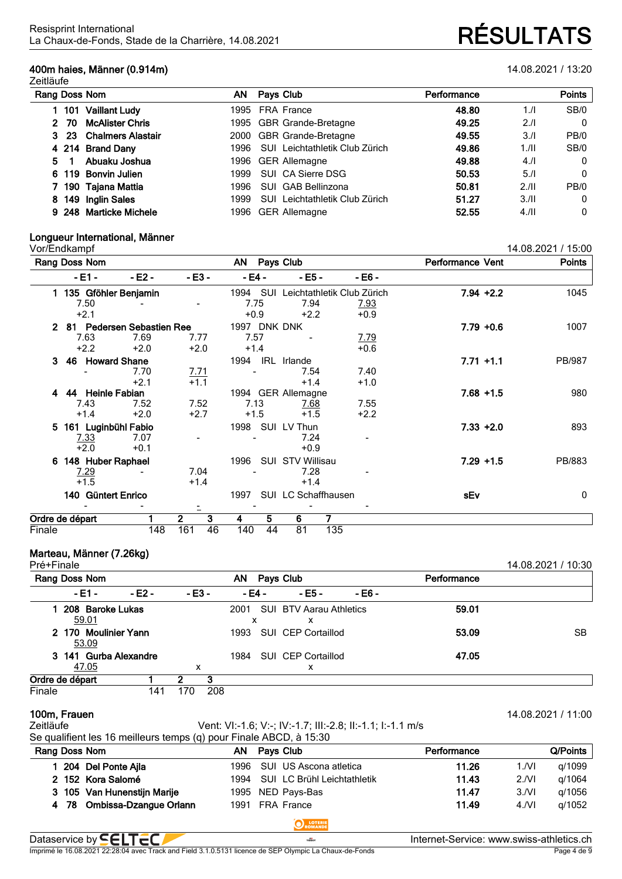Resisprint International
La Chaux-de-Fonds, Stade de la Charrière, 14.08.2021

# RÉSULTATS

## 400m haies, Männer (0.914m)

Zeitläufe — 14.08.2021 / 13:20

| Rang | Doss | Nom | AN | Pays | Club | Performance | | Points |
|---|---|---|---|---|---|---|---|---|
| 1 | 101 | **Vaillant Ludy** | 1995 | FRA | France | **48.80** | 1./I | SB/0 |
| 2 | 70 | **McAlister Chris** | 1995 | GBR | Grande-Bretagne | **49.25** | 2./I | 0 |
| 3 | 23 | **Chalmers Alastair** | 2000 | GBR | Grande-Bretagne | **49.55** | 3./I | PB/0 |
| 4 | 214 | **Brand Dany** | 1996 | SUI | Leichtathletik Club Zürich | **49.86** | 1./II | SB/0 |
| 5 | 1 | **Abuaku Joshua** | 1996 | GER | Allemagne | **49.88** | 4./I | 0 |
| 6 | 119 | **Bonvin Julien** | 1999 | SUI | CA Sierre DSG | **50.53** | 5./I | 0 |
| 7 | 190 | **Tajana Mattia** | 1996 | SUI | GAB Bellinzona | **50.81** | 2./II | PB/0 |
| 8 | 149 | **Inglin Sales** | 1999 | SUI | Leichtathletik Club Zürich | **51.27** | 3./II | 0 |
| 9 | 248 | **Marticke Michele** | 1996 | GER | Allemagne | **52.55** | 4./II | 0 |

## Longueur International, Männer

Vor/Endkampf — 14.08.2021 / 15:00

| Rang | Doss | Nom | AN | Pays | Club | Performance | Vent | Points |
|---|---|---|---|---|---|---|---|---|
| 1 | 135 | **Gföhler Benjamin** | 1994 | SUI | Leichtathletik Club Zürich | **7.94** | **+2.2** | 1045 |
| 2 | 81 | **Pedersen Sebastien Ree** | 1997 | DNK | DNK | **7.79** | **+0.6** | 1007 |
| 3 | 46 | **Howard Shane** | 1994 | IRL | Irlande | **7.71** | **+1.1** | PB/987 |
| 4 | 44 | **Heinle Fabian** | 1994 | GER | Allemagne | **7.68** | **+1.5** | 980 |
| 5 | 161 | **Luginbühl Fabio** | 1998 | SUI | LV Thun | **7.33** | **+2.0** | 893 |
| 6 | 148 | **Huber Raphael** | 1996 | SUI | STV Willisau | **7.29** | **+1.5** | PB/883 |
| | 140 | **Güntert Enrico** | 1997 | SUI | LC Schaffhausen | **sEv** | | 0 |

Essais:

| Nom | - E1 - | - E2 - | - E3 - | - E4 - | - E5 - | - E6 - |
|---|---|---|---|---|---|---|
| Gföhler Benjamin | 7.50 / +2.1 | - | - | 7.75 / +0.9 | 7.94 / +2.2 | 7.93 / +0.9 |
| Pedersen Sebastien Ree | 7.63 / +2.2 | 7.69 / +2.0 | 7.77 / +2.0 | 7.57 / +1.4 | - | 7.79 / +0.6 |
| Howard Shane | - | 7.70 / +2.1 | 7.71 / +1.1 | - | 7.54 / +1.4 | 7.40 / +1.0 |
| Heinle Fabian | 7.43 / +1.4 | 7.52 / +2.0 | 7.52 / +2.7 | 7.13 / +1.5 | 7.68 / +1.5 | 7.55 / +2.2 |
| Luginbühl Fabio | 7.33 / +2.0 | 7.07 / +0.1 | - | - | 7.24 / +0.9 | - |
| Huber Raphael | 7.29 / +1.5 | - | 7.04 / +1.4 | - | 7.28 / +1.4 | - |
| Güntert Enrico | - | - | - | - | - | - |

| Ordre de départ | 1 | 2 | 3 | 4 | 5 | 6 | 7 |
|---|---|---|---|---|---|---|---|
| Finale | 148 | 161 | 46 | 140 | 44 | 81 | 135 |

## Marteau, Männer (7.26kg)

Pré+Finale — 14.08.2021 / 10:30

| Rang | Doss | Nom | AN | Pays | Club | - E1 - | - E2 - | - E3 - | - E4 - | - E5 - | - E6 - | Performance | |
|---|---|---|---|---|---|---|---|---|---|---|---|---|---|
| 1 | 208 | **Baroke Lukas** | 2001 | SUI | BTV Aarau Athletics | 59.01 | | | x | x | | **59.01** | |
| 2 | 170 | **Moulinier Yann** | 1993 | SUI | CEP Cortaillod | 53.09 | | | | | | **53.09** | SB |
| 3 | 141 | **Gurba Alexandre** | 1984 | SUI | CEP Cortaillod | 47.05 | | x | | x | | **47.05** | |

| Ordre de départ | 1 | 2 | 3 |
|---|---|---|---|
| Finale | 141 | 170 | 208 |

## 100m, Frauen

Zeitläufe — 14.08.2021 / 11:00

Vent: VI:-1.6; V:-; IV:-1.7; III:-2.8; II:-1.1; I:-1.1 m/s

Se qualifient les 16 meilleurs temps (q) pour Finale ABCD, à 15:30

| Rang | Doss | Nom | AN | Pays | Club | Performance | | Q/Points |
|---|---|---|---|---|---|---|---|---|
| 1 | 204 | **Del Ponte Ajla** | 1996 | SUI | US Ascona atletica | **11.26** | 1./VI | q/1099 |
| 2 | 152 | **Kora Salomé** | 1994 | SUI | LC Brühl Leichtathletik | **11.43** | 2./VI | q/1064 |
| 3 | 105 | **Van Hunenstijn Marije** | 1995 | NED | Pays-Bas | **11.47** | 3./VI | q/1056 |
| 4 | 78 | **Ombissa-Dzangue Orlann** | 1991 | FRA | France | **11.49** | 4./VI | q/1052 |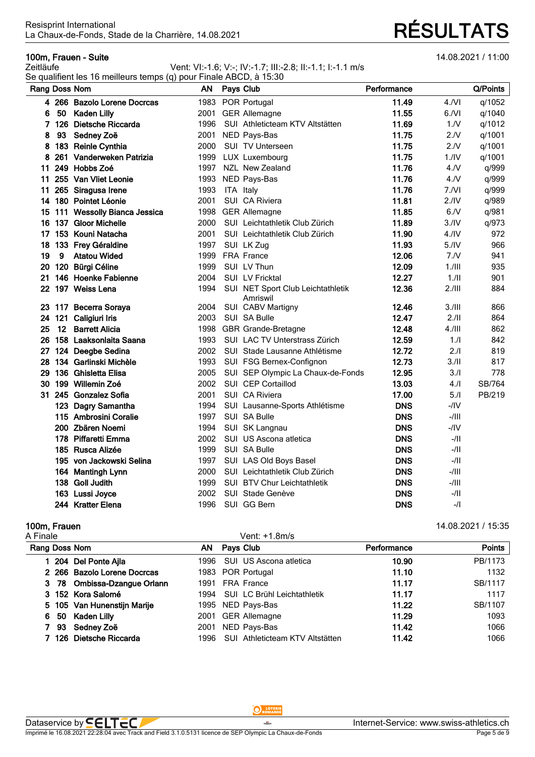Resisprint International
La Chaux-de-Fonds, Stade de la Charrière, 14.08.2021

# RÉSULTATS

## 100m, Frauen - Suite

14.08.2021 / 11:00

Zeitläufe — Vent: VI:-1.6; V:-; IV:-1.7; III:-2.8; II:-1.1; I:-1.1 m/s

Se qualifient les 16 meilleurs temps (q) pour Finale ABCD, à 15:30

| Rang | Doss | Nom | AN | Pays | Club | Performance | | Q/Points |
|---|---|---|---|---|---|---|---|---|
| 4 | 266 | Bazolo Lorene Docrcas | 1983 | POR | Portugal | 11.49 | 4./VI | q/1052 |
| 6 | 50 | Kaden Lilly | 2001 | GER | Allemagne | 11.55 | 6./VI | q/1040 |
| 7 | 126 | Dietsche Riccarda | 1996 | SUI | Athleticteam KTV Altstätten | 11.69 | 1./V | q/1012 |
| 8 | 93 | Sedney Zoë | 2001 | NED | Pays-Bas | 11.75 | 2./V | q/1001 |
| 8 | 183 | Reinle Cynthia | 2000 | SUI | TV Unterseen | 11.75 | 2./V | q/1001 |
| 8 | 261 | Vanderweken Patrizia | 1999 | LUX | Luxembourg | 11.75 | 1./IV | q/1001 |
| 11 | 249 | Hobbs Zoé | 1997 | NZL | New Zealand | 11.76 | 4./V | q/999 |
| 11 | 255 | Van Vliet Leonie | 1993 | NED | Pays-Bas | 11.76 | 4./V | q/999 |
| 11 | 265 | Siragusa Irene | 1993 | ITA | Italy | 11.76 | 7./VI | q/999 |
| 14 | 180 | Pointet Léonie | 2001 | SUI | CA Riviera | 11.81 | 2./IV | q/989 |
| 15 | 111 | Wessolly Bianca Jessica | 1998 | GER | Allemagne | 11.85 | 6./V | q/981 |
| 16 | 137 | Gloor Michelle | 2000 | SUI | Leichtathletik Club Zürich | 11.89 | 3./IV | q/973 |
| 17 | 153 | Kouni Natacha | 2001 | SUI | Leichtathletik Club Zürich | 11.90 | 4./IV | 972 |
| 18 | 133 | Frey Géraldine | 1997 | SUI | LK Zug | 11.93 | 5./IV | 966 |
| 19 | 9 | Atatou Wided | 1999 | FRA | France | 12.06 | 7./V | 941 |
| 20 | 120 | Bürgi Céline | 1999 | SUI | LV Thun | 12.09 | 1./III | 935 |
| 21 | 146 | Hoenke Fabienne | 2004 | SUI | LV Fricktal | 12.27 | 1./II | 901 |
| 22 | 197 | Weiss Lena | 1994 | SUI | NET Sport Club Leichtathletik Amriswil | 12.36 | 2./III | 884 |
| 23 | 117 | Becerra Soraya | 2004 | SUI | CABV Martigny | 12.46 | 3./III | 866 |
| 24 | 121 | Caligiuri Iris | 2003 | SUI | SA Bulle | 12.47 | 2./II | 864 |
| 25 | 12 | Barrett Alicia | 1998 | GBR | Grande-Bretagne | 12.48 | 4./III | 862 |
| 26 | 158 | Laaksonlaita Saana | 1993 | SUI | LAC TV Unterstrass Zürich | 12.59 | 1./I | 842 |
| 27 | 124 | Deegbe Sedina | 2002 | SUI | Stade Lausanne Athlétisme | 12.72 | 2./I | 819 |
| 28 | 134 | Garlinski Michèle | 1993 | SUI | FSG Bernex-Confignon | 12.73 | 3./II | 817 |
| 29 | 136 | Ghisletta Elisa | 2005 | SUI | SEP Olympic La Chaux-de-Fonds | 12.95 | 3./I | 778 |
| 30 | 199 | Willemin Zoé | 2002 | SUI | CEP Cortaillod | 13.03 | 4./I | SB/764 |
| 31 | 245 | Gonzalez Sofia | 2001 | SUI | CA Riviera | 17.00 | 5./I | PB/219 |
| | 123 | Dagry Samantha | 1994 | SUI | Lausanne-Sports Athlétisme | DNS | -/IV | |
| | 115 | Ambrosini Coralie | 1997 | SUI | SA Bulle | DNS | -/III | |
| | 200 | Zbären Noemi | 1994 | SUI | SK Langnau | DNS | -/IV | |
| | 178 | Piffaretti Emma | 2002 | SUI | US Ascona atletica | DNS | -/II | |
| | 185 | Rusca Alizée | 1999 | SUI | SA Bulle | DNS | -/II | |
| | 195 | von Jackowski Selina | 1997 | SUI | LAS Old Boys Basel | DNS | -/II | |
| | 164 | Mantingh Lynn | 2000 | SUI | Leichtathletik Club Zürich | DNS | -/III | |
| | 138 | Goll Judith | 1999 | SUI | BTV Chur Leichtathletik | DNS | -/III | |
| | 163 | Lussi Joyce | 2002 | SUI | Stade Genève | DNS | -/II | |
| | 244 | Kratter Elena | 1996 | SUI | GG Bern | DNS | -/I | |

## 100m, Frauen

14.08.2021 / 15:35

A Finale — Vent: +1.8m/s

| Rang | Doss | Nom | AN | Pays | Club | Performance | Points |
|---|---|---|---|---|---|---|---|
| 1 | 204 | Del Ponte Ajla | 1996 | SUI | US Ascona atletica | 10.90 | PB/1173 |
| 2 | 266 | Bazolo Lorene Docrcas | 1983 | POR | Portugal | 11.10 | 1132 |
| 3 | 78 | Ombissa-Dzangue Orlann | 1991 | FRA | France | 11.17 | SB/1117 |
| 3 | 152 | Kora Salomé | 1994 | SUI | LC Brühl Leichtathletik | 11.17 | 1117 |
| 5 | 105 | Van Hunenstijn Marije | 1995 | NED | Pays-Bas | 11.22 | SB/1107 |
| 6 | 50 | Kaden Lilly | 2001 | GER | Allemagne | 11.29 | 1093 |
| 7 | 93 | Sedney Zoë | 2001 | NED | Pays-Bas | 11.42 | 1066 |
| 7 | 126 | Dietsche Riccarda | 1996 | SUI | Athleticteam KTV Altstätten | 11.42 | 1066 |

Dataservice by SELTEC — Internet-Service: www.swiss-athletics.ch

Imprimé le 16.08.2021 22:28:04 avec Track and Field 3.1.0.5131 licence de SEP Olympic La Chaux-de-Fonds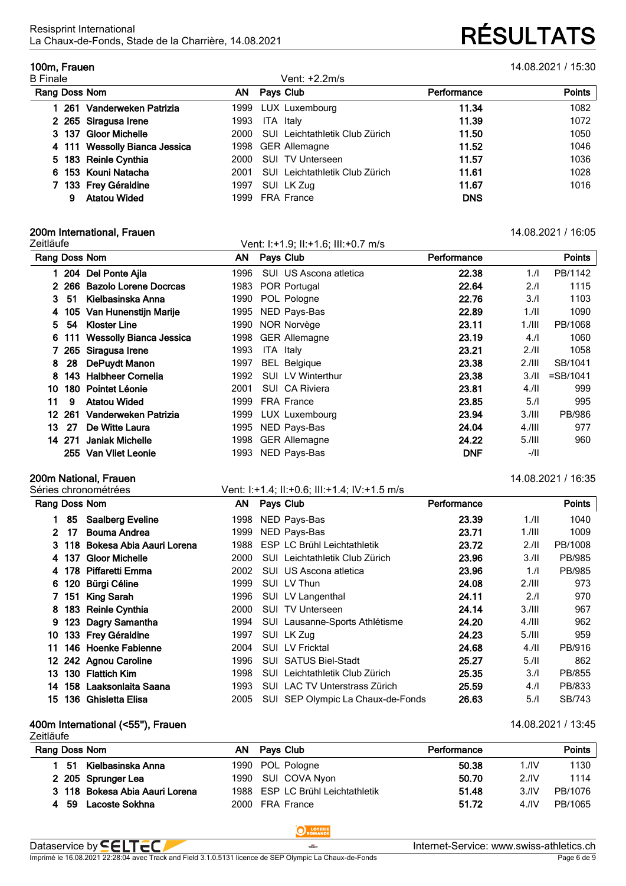Resisprint International
La Chaux-de-Fonds, Stade de la Charrière, 14.08.2021

# RÉSULTATS

## 100m, Frauen

14.08.2021 / 15:30

B Finale — Vent: +2.2m/s

| Rang | Doss | Nom | AN | Pays | Club | Performance | Points |
|---|---|---|---|---|---|---|---|
| 1 | 261 | Vanderweken Patrizia | 1999 | LUX | Luxembourg | 11.34 | 1082 |
| 2 | 265 | Siragusa Irene | 1993 | ITA | Italy | 11.39 | 1072 |
| 3 | 137 | Gloor Michelle | 2000 | SUI | Leichtathletik Club Zürich | 11.50 | 1050 |
| 4 | 111 | Wessolly Bianca Jessica | 1998 | GER | Allemagne | 11.52 | 1046 |
| 5 | 183 | Reinle Cynthia | 2000 | SUI | TV Unterseen | 11.57 | 1036 |
| 6 | 153 | Kouni Natacha | 2001 | SUI | Leichtathletik Club Zürich | 11.61 | 1028 |
| 7 | 133 | Frey Géraldine | 1997 | SUI | LK Zug | 11.67 | 1016 |
|  | 9 | Atatou Wided | 1999 | FRA | France | DNS |  |

## 200m International, Frauen

14.08.2021 / 16:05

Zeitläufe — Vent: I:+1.9; II:+1.6; III:+0.7 m/s

| Rang | Doss | Nom | AN | Pays | Club | Performance | | Points |
|---|---|---|---|---|---|---|---|---|
| 1 | 204 | Del Ponte Ajla | 1996 | SUI | US Ascona atletica | 22.38 | 1./I | PB/1142 |
| 2 | 266 | Bazolo Lorene Docrcas | 1983 | POR | Portugal | 22.64 | 2./I | 1115 |
| 3 | 51 | Kielbasinska Anna | 1990 | POL | Pologne | 22.76 | 3./I | 1103 |
| 4 | 105 | Van Hunenstijn Marije | 1995 | NED | Pays-Bas | 22.89 | 1./II | 1090 |
| 5 | 54 | Kloster Line | 1990 | NOR | Norvège | 23.11 | 1./III | PB/1068 |
| 6 | 111 | Wessolly Bianca Jessica | 1998 | GER | Allemagne | 23.19 | 4./I | 1060 |
| 7 | 265 | Siragusa Irene | 1993 | ITA | Italy | 23.21 | 2./II | 1058 |
| 8 | 28 | DePuydt Manon | 1997 | BEL | Belgique | 23.38 | 2./III | SB/1041 |
| 8 | 143 | Halbheer Cornelia | 1992 | SUI | LV Winterthur | 23.38 | 3./II | =SB/1041 |
| 10 | 180 | Pointet Léonie | 2001 | SUI | CA Riviera | 23.81 | 4./II | 999 |
| 11 | 9 | Atatou Wided | 1999 | FRA | France | 23.85 | 5./I | 995 |
| 12 | 261 | Vanderweken Patrizia | 1999 | LUX | Luxembourg | 23.94 | 3./III | PB/986 |
| 13 | 27 | De Witte Laura | 1995 | NED | Pays-Bas | 24.04 | 4./III | 977 |
| 14 | 271 | Janiak Michelle | 1998 | GER | Allemagne | 24.22 | 5./III | 960 |
|  | 255 | Van Vliet Leonie | 1993 | NED | Pays-Bas | DNF | -/II |  |

## 200m National, Frauen

14.08.2021 / 16:35

Séries chronométrées — Vent: I:+1.4; II:+0.6; III:+1.4; IV:+1.5 m/s

| Rang | Doss | Nom | AN | Pays | Club | Performance | | Points |
|---|---|---|---|---|---|---|---|---|
| 1 | 85 | Saalberg Eveline | 1998 | NED | Pays-Bas | 23.39 | 1./II | 1040 |
| 2 | 17 | Bouma Andrea | 1999 | NED | Pays-Bas | 23.71 | 1./III | 1009 |
| 3 | 118 | Bokesa Abia Aauri Lorena | 1988 | ESP | LC Brühl Leichtathletik | 23.72 | 2./II | PB/1008 |
| 4 | 137 | Gloor Michelle | 2000 | SUI | Leichtathletik Club Zürich | 23.96 | 3./II | PB/985 |
| 4 | 178 | Piffaretti Emma | 2002 | SUI | US Ascona atletica | 23.96 | 1./I | PB/985 |
| 6 | 120 | Bürgi Céline | 1999 | SUI | LV Thun | 24.08 | 2./III | 973 |
| 7 | 151 | King Sarah | 1996 | SUI | LV Langenthal | 24.11 | 2./I | 970 |
| 8 | 183 | Reinle Cynthia | 2000 | SUI | TV Unterseen | 24.14 | 3./III | 967 |
| 9 | 123 | Dagry Samantha | 1994 | SUI | Lausanne-Sports Athlétisme | 24.20 | 4./III | 962 |
| 10 | 133 | Frey Géraldine | 1997 | SUI | LK Zug | 24.23 | 5./III | 959 |
| 11 | 146 | Hoenke Fabienne | 2004 | SUI | LV Fricktal | 24.68 | 4./II | PB/916 |
| 12 | 242 | Agnou Caroline | 1996 | SUI | SATUS Biel-Stadt | 25.27 | 5./II | 862 |
| 13 | 130 | Flattich Kim | 1998 | SUI | Leichtathletik Club Zürich | 25.35 | 3./I | PB/855 |
| 14 | 158 | Laaksonlaita Saana | 1993 | SUI | LAC TV Unterstrass Zürich | 25.59 | 4./I | PB/833 |
| 15 | 136 | Ghisletta Elisa | 2005 | SUI | SEP Olympic La Chaux-de-Fonds | 26.63 | 5./I | SB/743 |

## 400m International (<55"), Frauen

14.08.2021 / 13:45

Zeitläufe

| Rang | Doss | Nom | AN | Pays | Club | Performance | | Points |
|---|---|---|---|---|---|---|---|---|
| 1 | 51 | Kielbasinska Anna | 1990 | POL | Pologne | 50.38 | 1./IV | 1130 |
| 2 | 205 | Sprunger Lea | 1990 | SUI | COVA Nyon | 50.70 | 2./IV | 1114 |
| 3 | 118 | Bokesa Abia Aauri Lorena | 1988 | ESP | LC Brühl Leichtathletik | 51.48 | 3./IV | PB/1076 |
| 4 | 59 | Lacoste Sokhna | 2000 | FRA | France | 51.72 | 4./IV | PB/1065 |

Dataservice by SELTEC — Internet-Service: www.swiss-athletics.ch

Imprimé le 16.08.2021 22:28:04 avec Track and Field 3.1.0.5131 licence de SEP Olympic La Chaux-de-Fonds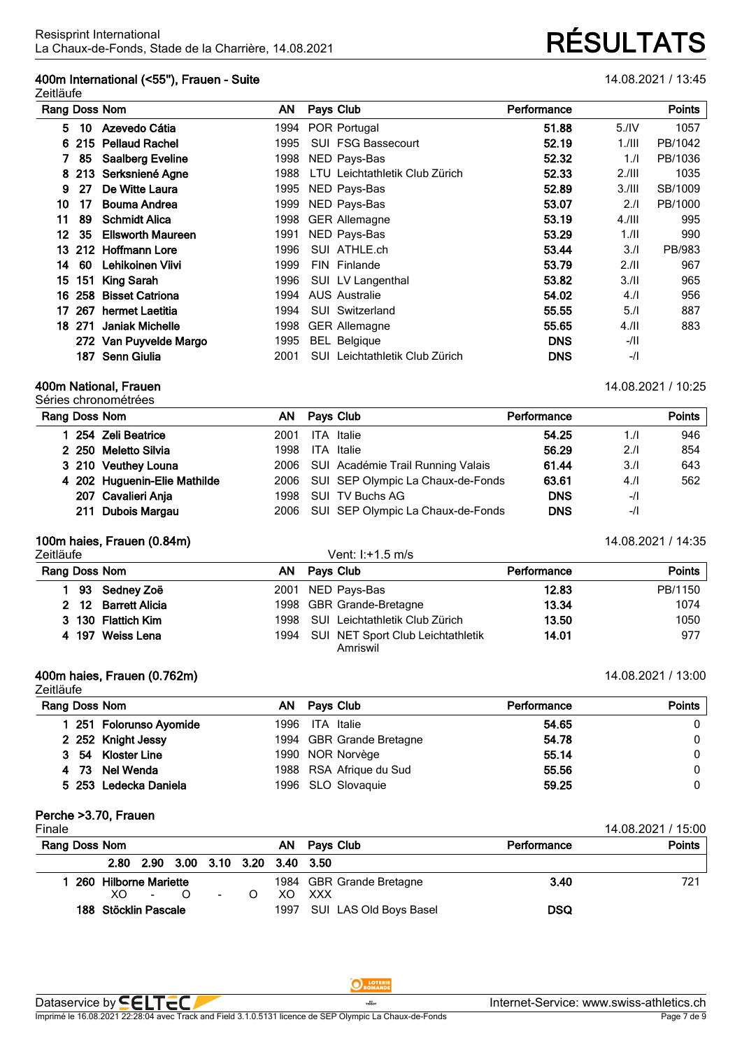Resisprint International
La Chaux-de-Fonds, Stade de la Charrière, 14.08.2021

# RÉSULTATS

## 400m International (<55"), Frauen - Suite

14.08.2021 / 13:45

Zeitläufe

| Rang | Doss | Nom | AN | Pays | Club | Performance | | Points |
|---|---|---|---|---|---|---|---|---|
| 5 | 10 | **Azevedo Cátia** | 1994 | POR | Portugal | **51.88** | 5./IV | 1057 |
| 6 | 215 | **Pellaud Rachel** | 1995 | SUI | FSG Bassecourt | **52.19** | 1./III | PB/1042 |
| 7 | 85 | **Saalberg Eveline** | 1998 | NED | Pays-Bas | **52.32** | 1./I | PB/1036 |
| 8 | 213 | **Serksniené Agne** | 1988 | LTU | Leichtathletik Club Zürich | **52.33** | 2./III | 1035 |
| 9 | 27 | **De Witte Laura** | 1995 | NED | Pays-Bas | **52.89** | 3./III | SB/1009 |
| 10 | 17 | **Bouma Andrea** | 1999 | NED | Pays-Bas | **53.07** | 2./I | PB/1000 |
| 11 | 89 | **Schmidt Alica** | 1998 | GER | Allemagne | **53.19** | 4./III | 995 |
| 12 | 35 | **Ellsworth Maureen** | 1991 | NED | Pays-Bas | **53.29** | 1./II | 990 |
| 13 | 212 | **Hoffmann Lore** | 1996 | SUI | ATHLE.ch | **53.44** | 3./I | PB/983 |
| 14 | 60 | **Lehikoinen Viivi** | 1999 | FIN | Finlande | **53.79** | 2./II | 967 |
| 15 | 151 | **King Sarah** | 1996 | SUI | LV Langenthal | **53.82** | 3./II | 965 |
| 16 | 258 | **Bisset Catriona** | 1994 | AUS | Australie | **54.02** | 4./I | 956 |
| 17 | 267 | **hermet Laetitia** | 1994 | SUI | Switzerland | **55.55** | 5./I | 887 |
| 18 | 271 | **Janiak Michelle** | 1998 | GER | Allemagne | **55.65** | 4./II | 883 |
| | 272 | **Van Puyvelde Margo** | 1995 | BEL | Belgique | **DNS** | -/II | |
| | 187 | **Senn Giulia** | 2001 | SUI | Leichtathletik Club Zürich | **DNS** | -/I | |

## 400m National, Frauen

14.08.2021 / 10:25

Séries chronométrées

| Rang | Doss | Nom | AN | Pays | Club | Performance | | Points |
|---|---|---|---|---|---|---|---|---|
| 1 | 254 | **Zeli Beatrice** | 2001 | ITA | Italie | **54.25** | 1./I | 946 |
| 2 | 250 | **Meletto Silvia** | 1998 | ITA | Italie | **56.29** | 2./I | 854 |
| 3 | 210 | **Veuthey Louna** | 2006 | SUI | Académie Trail Running Valais | **61.44** | 3./I | 643 |
| 4 | 202 | **Huguenin-Elie Mathilde** | 2006 | SUI | SEP Olympic La Chaux-de-Fonds | **63.61** | 4./I | 562 |
| | 207 | **Cavalieri Anja** | 1998 | SUI | TV Buchs AG | **DNS** | -/I | |
| | 211 | **Dubois Margau** | 2006 | SUI | SEP Olympic La Chaux-de-Fonds | **DNS** | -/I | |

## 100m haies, Frauen (0.84m)

14.08.2021 / 14:35

Zeitläufe — Vent: I:+1.5 m/s

| Rang | Doss | Nom | AN | Pays | Club | Performance | Points |
|---|---|---|---|---|---|---|---|
| 1 | 93 | **Sedney Zoë** | 2001 | NED | Pays-Bas | **12.83** | PB/1150 |
| 2 | 12 | **Barrett Alicia** | 1998 | GBR | Grande-Bretagne | **13.34** | 1074 |
| 3 | 130 | **Flattich Kim** | 1998 | SUI | Leichtathletik Club Zürich | **13.50** | 1050 |
| 4 | 197 | **Weiss Lena** | 1994 | SUI | NET Sport Club Leichtathletik Amriswil | **14.01** | 977 |

## 400m haies, Frauen (0.762m)

14.08.2021 / 13:00

Zeitläufe

| Rang | Doss | Nom | AN | Pays | Club | Performance | Points |
|---|---|---|---|---|---|---|---|
| 1 | 251 | **Folorunso Ayomide** | 1996 | ITA | Italie | **54.65** | 0 |
| 2 | 252 | **Knight Jessy** | 1994 | GBR | Grande Bretagne | **54.78** | 0 |
| 3 | 54 | **Kloster Line** | 1990 | NOR | Norvège | **55.14** | 0 |
| 4 | 73 | **Nel Wenda** | 1988 | RSA | Afrique du Sud | **55.56** | 0 |
| 5 | 253 | **Ledecka Daniela** | 1996 | SLO | Slovaquie | **59.25** | 0 |

## Perche >3.70, Frauen

14.08.2021 / 15:00

Finale

| Rang | Doss | Nom | AN | Pays | Club | Performance | Points |
|---|---|---|---|---|---|---|---|
| 1 | 260 | **Hilborne Mariette** | 1984 | GBR | Grande Bretagne | **3.40** | 721 |
| | 188 | **Stöcklin Pascale** | 1997 | SUI | LAS Old Boys Basel | **DSQ** | |

Hauteurs — Hilborne Mariette:

| 2.80 | 2.90 | 3.00 | 3.10 | 3.20 | 3.40 | 3.50 |
|---|---|---|---|---|---|---|
| XO | - | O | - | O | XO | XXX |

Dataservice by SELTEC — Internet-Service: www.swiss-athletics.ch

Imprimé le 16.08.2021 22:28:04 avec Track and Field 3.1.0.5131 licence de SEP Olympic La Chaux-de-Fonds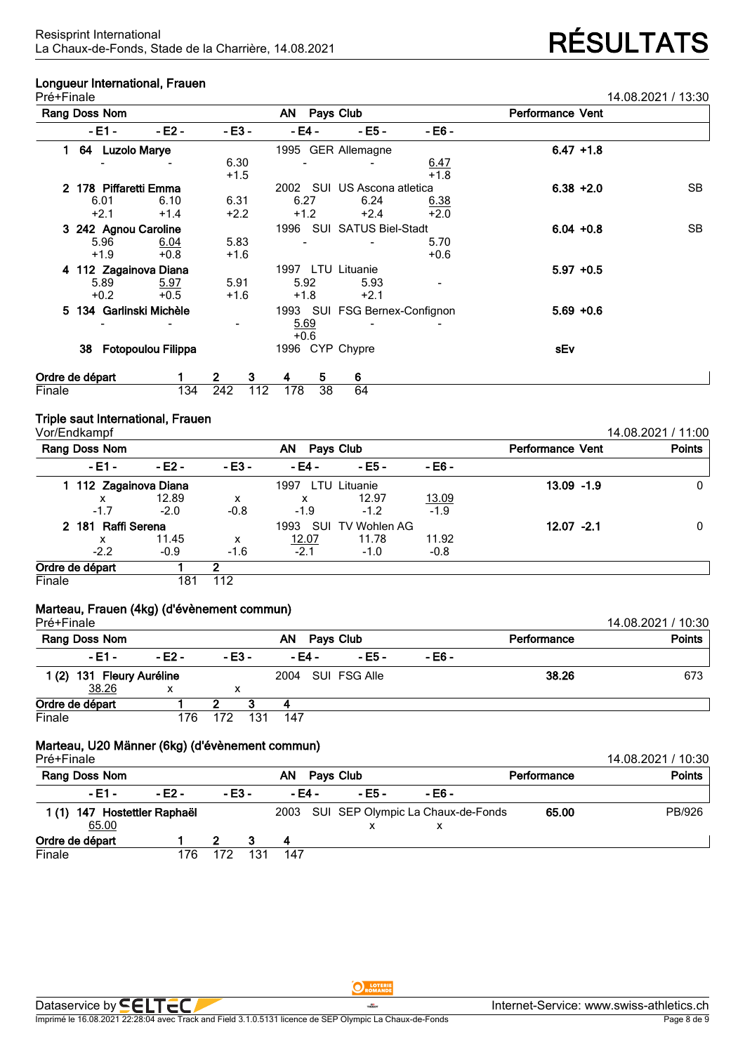Resisprint International
La Chaux-de-Fonds, Stade de la Charrière, 14.08.2021

# RÉSULTATS

## Longueur International, Frauen

Pré+Finale — 14.08.2021 / 13:30

| Rang | Doss | Nom | AN | Pays | Club | Performance | Vent | |
|---|---|---|---|---|---|---|---|---|
| 1 | 64 | Luzolo Marye | 1995 | GER | Allemagne | 6.47 | +1.8 | |
| 2 | 178 | Piffaretti Emma | 2002 | SUI | US Ascona atletica | 6.38 | +2.0 | SB |
| 3 | 242 | Agnou Caroline | 1996 | SUI | SATUS Biel-Stadt | 6.04 | +0.8 | SB |
| 4 | 112 | Zagainova Diana | 1997 | LTU | Lituanie | 5.97 | +0.5 | |
| 5 | 134 | Garlinski Michèle | 1993 | SUI | FSG Bernex-Confignon | 5.69 | +0.6 | |
| | 38 | Fotopoulou Filippa | 1996 | CYP | Chypre | sEv | | |

| Nom | - E1 - | - E2 - | - E3 - | - E4 - | - E5 - | - E6 - |
|---|---|---|---|---|---|---|
| Luzolo Marye | - | - | 6.30 (+1.5) | - | - | 6.47 (+1.8) |
| Piffaretti Emma | 6.01 (+2.1) | 6.10 (+1.4) | 6.31 (+2.2) | 6.27 (+1.2) | 6.24 (+2.4) | 6.38 (+2.0) |
| Agnou Caroline | 5.96 (+1.9) | 6.04 (+0.8) | 5.83 (+1.6) | - | - | 5.70 (+0.6) |
| Zagainova Diana | 5.89 (+0.2) | 5.97 (+0.5) | 5.91 (+1.6) | 5.92 (+1.8) | 5.93 (+2.1) | - |
| Garlinski Michèle | - | - | - | 5.69 (+0.6) | - | - |

| Ordre de départ | 1 | 2 | 3 | 4 | 5 | 6 |
|---|---|---|---|---|---|---|
| Finale | 134 | 242 | 112 | 178 | 38 | 64 |

## Triple saut International, Frauen

Vor/Endkampf — 14.08.2021 / 11:00

| Rang | Doss | Nom | AN | Pays | Club | Performance | Vent | Points |
|---|---|---|---|---|---|---|---|---|
| 1 | 112 | Zagainova Diana | 1997 | LTU | Lituanie | 13.09 | -1.9 | 0 |
| 2 | 181 | Raffi Serena | 1993 | SUI | TV Wohlen AG | 12.07 | -2.1 | 0 |

| Nom | - E1 - | - E2 - | - E3 - | - E4 - | - E5 - | - E6 - |
|---|---|---|---|---|---|---|
| Zagainova Diana | x (-1.7) | 12.89 (-2.0) | x (-0.8) | x (-1.9) | 12.97 (-1.2) | 13.09 (-1.9) |
| Raffi Serena | x (-2.2) | 11.45 (-0.9) | x (-1.6) | 12.07 (-2.1) | 11.78 (-1.0) | 11.92 (-0.8) |

| Ordre de départ | 1 | 2 |
|---|---|---|
| Finale | 181 | 112 |

## Marteau, Frauen (4kg) (d'évènement commun)

Pré+Finale — 14.08.2021 / 10:30

| Rang | Doss | Nom | AN | Pays | Club | Performance | Points |
|---|---|---|---|---|---|---|---|
| 1 (2) | 131 | Fleury Auréline | 2004 | SUI | FSG Alle | 38.26 | 673 |

| Nom | - E1 - | - E2 - | - E3 - | - E4 - | - E5 - | - E6 - |
|---|---|---|---|---|---|---|
| Fleury Auréline | 38.26 | x | x | | | |

| Ordre de départ | 1 | 2 | 3 | 4 |
|---|---|---|---|---|
| Finale | 176 | 172 | 131 | 147 |

## Marteau, U20 Männer (6kg) (d'évènement commun)

Pré+Finale — 14.08.2021 / 10:30

| Rang | Doss | Nom | AN | Pays | Club | Performance | Points |
|---|---|---|---|---|---|---|---|
| 1 (1) | 147 | Hostettler Raphaël | 2003 | SUI | SEP Olympic La Chaux-de-Fonds | 65.00 | PB/926 |

| Nom | - E1 - | - E2 - | - E3 - | - E4 - | - E5 - | - E6 - |
|---|---|---|---|---|---|---|
| Hostettler Raphaël | 65.00 | | | | x | x |

| Ordre de départ | 1 | 2 | 3 | 4 |
|---|---|---|---|---|
| Finale | 176 | 172 | 131 | 147 |

Dataservice by SELTEC — Internet-Service: www.swiss-athletics.ch

Imprimé le 16.08.2021 22:28:04 avec Track and Field 3.1.0.5131 licence de SEP Olympic La Chaux-de-Fonds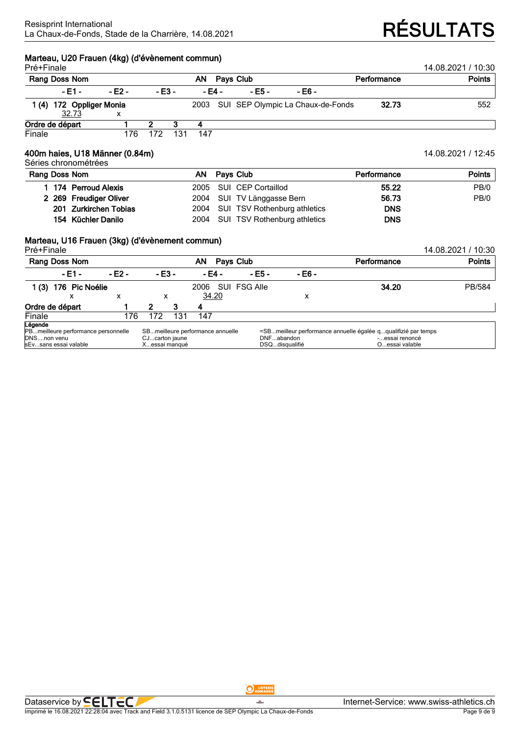## Marteau, U20 Frauen (4kg) (d'évènement commun)

Pré+Finale — 14.08.2021 / 10:30

| Rang | Doss | Nom | AN | Pays | Club | Performance | Points |
|---|---|---|---|---|---|---|---|
| 1 (4) | 172 | **Oppliger Monia** | 2003 | SUI | SEP Olympic La Chaux-de-Fonds | **32.73** | 552 |

| - E1 - | - E2 - | - E3 - | - E4 - | - E5 - | - E6 - |
|---|---|---|---|---|---|
| 32.73 | x | | | | |

| Ordre de départ | 1 | 2 | 3 | 4 |
|---|---|---|---|---|
| Finale | 176 | 172 | 131 | 147 |

## 400m haies, U18 Männer (0.84m)

Séries chronométrées — 14.08.2021 / 12:45

| Rang | Doss | Nom | AN | Pays | Club | Performance | Points |
|---|---|---|---|---|---|---|---|
| 1 | 174 | **Perroud Alexis** | 2005 | SUI | CEP Cortaillod | **55.22** | PB/0 |
| 2 | 269 | **Freudiger Oliver** | 2004 | SUI | TV Länggasse Bern | **56.73** | PB/0 |
| | 201 | **Zurkirchen Tobias** | 2004 | SUI | TSV Rothenburg athletics | **DNS** | |
| | 154 | **Küchler Danilo** | 2004 | SUI | TSV Rothenburg athletics | **DNS** | |

## Marteau, U16 Frauen (3kg) (d'évènement commun)

Pré+Finale — 14.08.2021 / 10:30

| Rang | Doss | Nom | AN | Pays | Club | Performance | Points |
|---|---|---|---|---|---|---|---|
| 1 (3) | 176 | **Pic Noélie** | 2006 | SUI | FSG Alle | **34.20** | PB/584 |

| - E1 - | - E2 - | - E3 - | - E4 - | - E5 - | - E6 - |
|---|---|---|---|---|---|
| x | x | x | 34.20 | | x |

| Ordre de départ | 1 | 2 | 3 | 4 |
|---|---|---|---|---|
| Finale | 176 | 172 | 131 | 147 |

**Légende**

| | | | |
|---|---|---|---|
| PB...meilleure performance personnelle | SB...meilleure performance annuelle | =SB...meilleur performance annuelle égalée | q...qualifizié par temps |
| DNS....non venu | CJ...carton jaune | DNF...abandon | -...essai renoncé |
| sEv...sans essai valable | X...essai manqué | DSQ...disqualifié | O...essai valable |

Dataservice by SELTEC — Internet-Service: www.swiss-athletics.ch

Imprimé le 16.08.2021 22:28:04 avec Track and Field 3.1.0.5131 licence de SEP Olympic La Chaux-de-Fonds